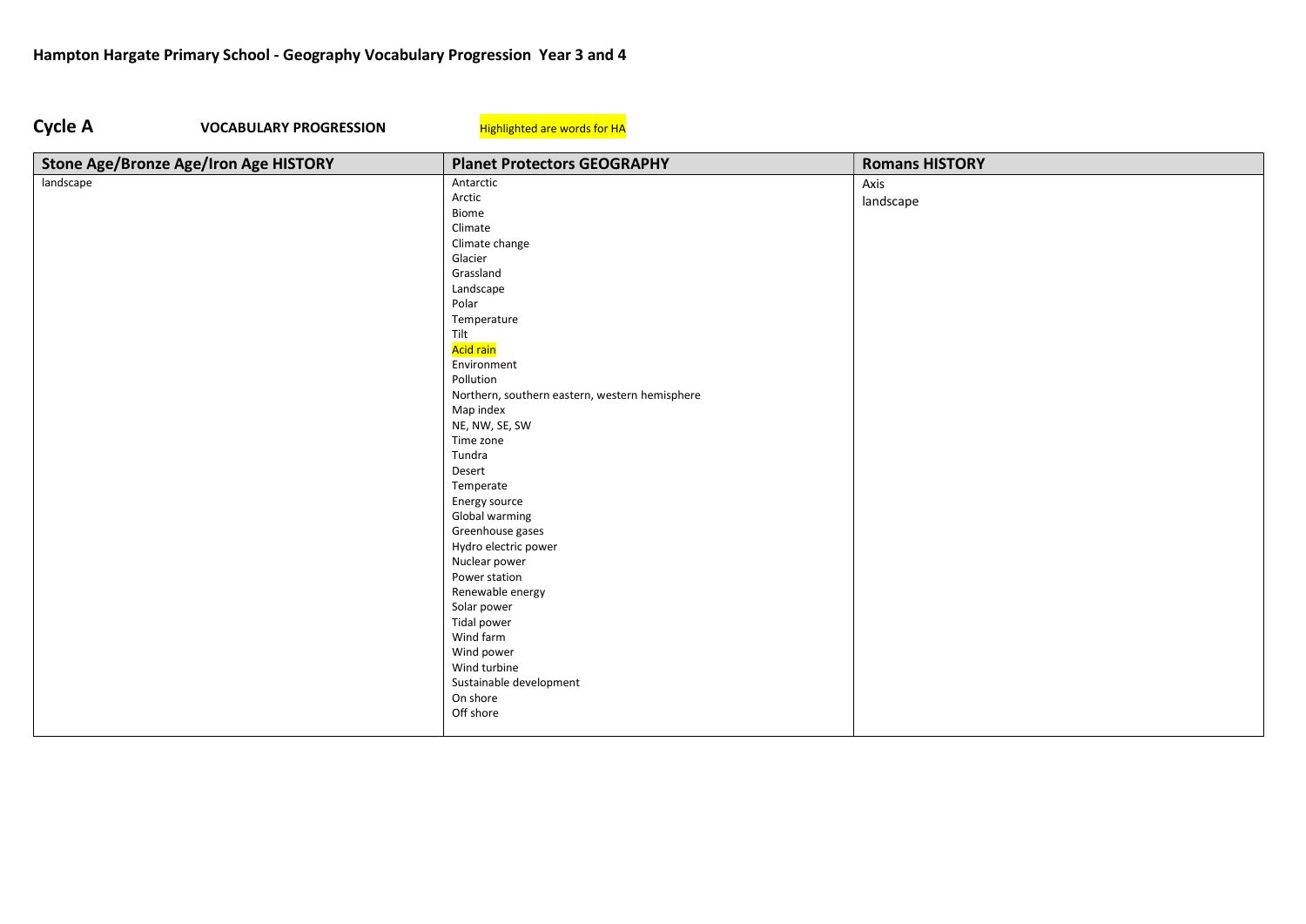**Hampton Hargate Primary School - Geography Vocabulary Progression  Year 3 and 4**

**Cycle A** **VOCABULARY PROGRESSION** Highlighted are words for HA

| Stone Age/Bronze Age/Iron Age HISTORY | Planet Protectors GEOGRAPHY | Romans HISTORY |
|---|---|---|
| landscape | Antarctic<br>Arctic<br>Biome<br>Climate<br>Climate change<br>Glacier<br>Grassland<br>Landscape<br>Polar<br>Temperature<br>Tilt<br>Acid rain<br>Environment<br>Pollution<br>Northern, southern eastern, western hemisphere<br>Map index<br>NE, NW, SE, SW<br>Time zone<br>Tundra<br>Desert<br>Temperate<br>Energy source<br>Global warming<br>Greenhouse gases<br>Hydro electric power<br>Nuclear power<br>Power station<br>Renewable energy<br>Solar power<br>Tidal power<br>Wind farm<br>Wind power<br>Wind turbine<br>Sustainable development<br>On shore<br>Off shore | Axis<br>landscape |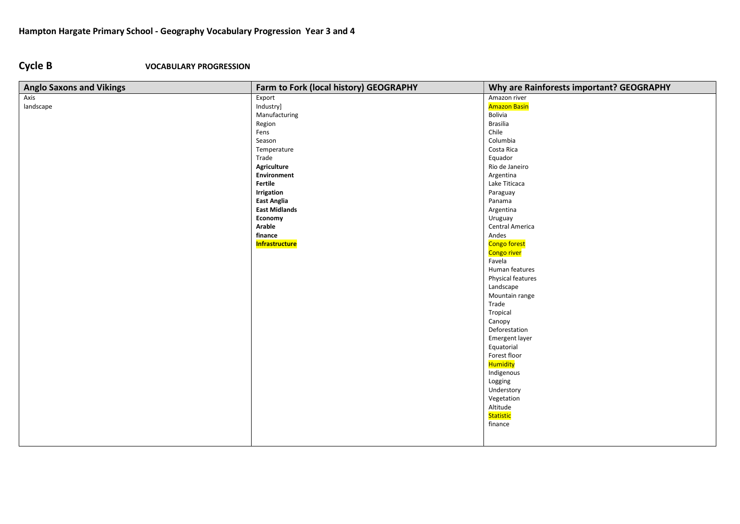**Hampton Hargate Primary School - Geography Vocabulary Progression Year 3 and 4**

**Cycle B** **VOCABULARY PROGRESSION**

| Anglo Saxons and Vikings | Farm to Fork (local history) GEOGRAPHY | Why are Rainforests important? GEOGRAPHY |
|---|---|---|
| Axis | Export | Amazon river |
| landscape | Industry] | Amazon Basin |
| | Manufacturing | Bolivia |
| | Region | Brasilia |
| | Fens | Chile |
| | Season | Columbia |
| | Temperature | Costa Rica |
| | Trade | Equador |
| | **Agriculture** | Rio de Janeiro |
| | **Environment** | Argentina |
| | **Fertile** | Lake Titicaca |
| | **Irrigation** | Paraguay |
| | **East Anglia** | Panama |
| | **East Midlands** | Argentina |
| | **Economy** | Uruguay |
| | **Arable** | Central America |
| | **finance** | Andes |
| | **Infrastructure** | Congo forest |
| | | Congo river |
| | | Favela |
| | | Human features |
| | | Physical features |
| | | Landscape |
| | | Mountain range |
| | | Trade |
| | | Tropical |
| | | Canopy |
| | | Deforestation |
| | | Emergent layer |
| | | Equatorial |
| | | Forest floor |
| | | Humidity |
| | | Indigenous |
| | | Logging |
| | | Understory |
| | | Vegetation |
| | | Altitude |
| | | Statistic |
| | | finance |